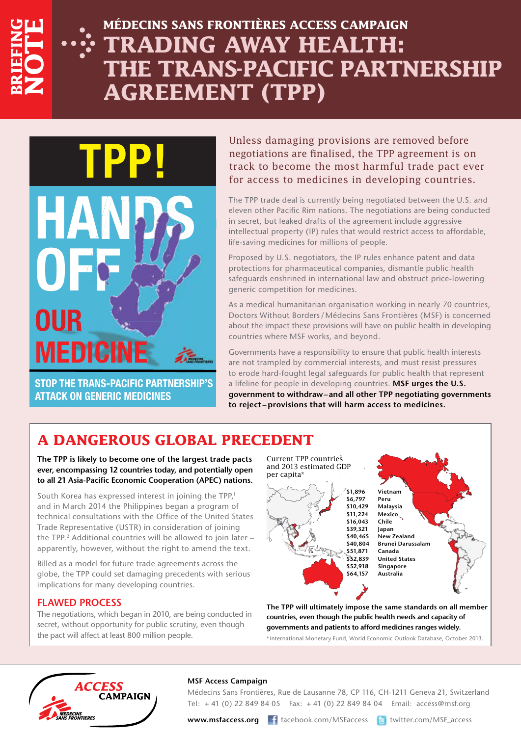BRIEFING NOTE

MÉDECINS SANS FRONTIÈRES ACCESS CAMPAIGN

# TRADING AWAY HEALTH: THE TRANS-PACIFIC PARTNERSHIP AGREEMENT (TPP)

TPP! HANDS OFF OUR MEDICINE

STOP THE TRANS-PACIFIC PARTNERSHIP'S ATTACK ON GENERIC MEDICINES

Unless damaging provisions are removed before negotiations are finalised, the TPP agreement is on track to become the most harmful trade pact ever for access to medicines in developing countries.

The TPP trade deal is currently being negotiated between the U.S. and eleven other Pacific Rim nations. The negotiations are being conducted in secret, but leaked drafts of the agreement include aggressive intellectual property (IP) rules that would restrict access to affordable, life-saving medicines for millions of people.

Proposed by U.S. negotiators, the IP rules enhance patent and data protections for pharmaceutical companies, dismantle public health safeguards enshrined in international law and obstruct price-lowering generic competition for medicines.

As a medical humanitarian organisation working in nearly 70 countries, Doctors Without Borders / Médecins Sans Frontières (MSF) is concerned about the impact these provisions will have on public health in developing countries where MSF works, and beyond.

Governments have a responsibility to ensure that public health interests are not trampled by commercial interests, and must resist pressures to erode hard-fought legal safeguards for public health that represent a lifeline for people in developing countries. **MSF urges the U.S. government to withdraw – and all other TPP negotiating governments to reject – provisions that will harm access to medicines.**

## A DANGEROUS GLOBAL PRECEDENT

**The TPP is likely to become one of the largest trade pacts ever, encompassing 12 countries today, and potentially open to all 21 Asia-Pacific Economic Cooperation (APEC) nations.**

South Korea has expressed interest in joining the TPP,[1] and in March 2014 the Philippines began a program of technical consultations with the Office of the United States Trade Representative (USTR) in consideration of joining the TPP.[2] Additional countries will be allowed to join later – apparently, however, without the right to amend the text.

Billed as a model for future trade agreements across the globe, the TPP could set damaging precedents with serious implications for many developing countries.

### FLAWED PROCESS

The negotiations, which began in 2010, are being conducted in secret, without opportunity for public scrutiny, even though the pact will affect at least 800 million people.

Current TPP countries and 2013 estimated GDP per capita*

| GDP per capita | Country |
|---|---|
| $1,896 | Vietnam |
| $6,797 | Peru |
| $10,429 | Malaysia |
| $11,224 | Mexico |
| $16,043 | Chile |
| $39,321 | Japan |
| $40,465 | New Zealand |
| $40,804 | Brunei Darussalam |
| $51,871 | Canada |
| $52,839 | United States |
| $52,918 | Singapore |
| $64,157 | Australia |

**The TPP will ultimately impose the same standards on all member countries, even though the public health needs and capacity of governments and patients to afford medicines ranges widely.**

*International Monetary Fund, World Economic Outlook Database, October 2013.

**MSF Access Campaign**

Médecins Sans Frontières, Rue de Lausanne 78, CP 116, CH-1211 Geneva 21, Switzerland

Tel: + 41 (0) 22 849 84 05 Fax: + 41 (0) 22 849 84 04 Email: access@msf.org

**www.msfaccess.org** facebook.com/MSFaccess twitter.com/MSF_access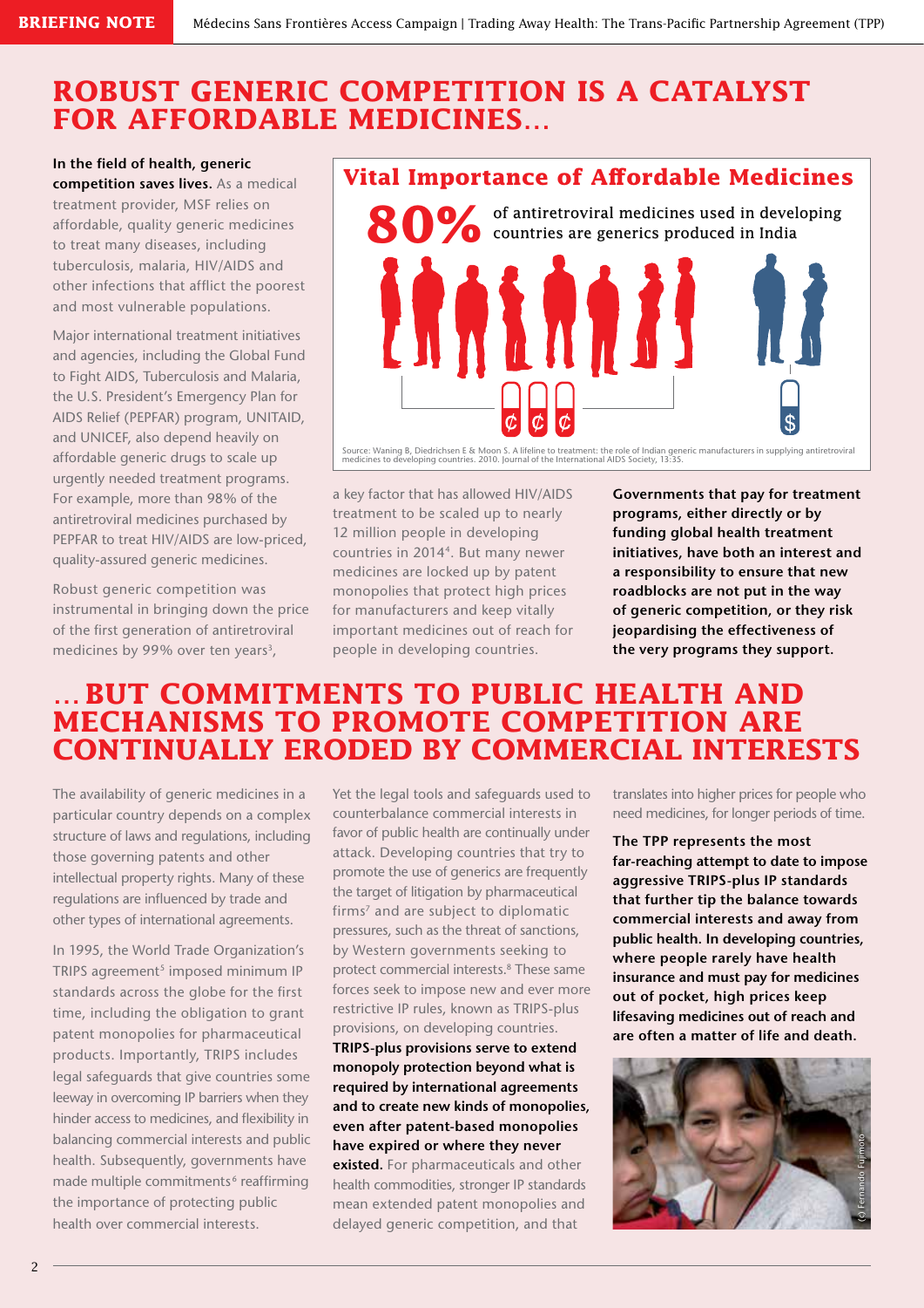# ROBUST GENERIC COMPETITION IS A CATALYST FOR AFFORDABLE MEDICINES...

**In the field of health, generic competition saves lives.** As a medical treatment provider, MSF relies on affordable, quality generic medicines to treat many diseases, including tuberculosis, malaria, HIV/AIDS and other infections that afflict the poorest and most vulnerable populations.

Major international treatment initiatives and agencies, including the Global Fund to Fight AIDS, Tuberculosis and Malaria, the U.S. President's Emergency Plan for AIDS Relief (PEPFAR) program, UNITAID, and UNICEF, also depend heavily on affordable generic drugs to scale up urgently needed treatment programs. For example, more than 98% of the antiretroviral medicines purchased by PEPFAR to treat HIV/AIDS are low-priced, quality-assured generic medicines.

Robust generic competition was instrumental in bringing down the price of the first generation of antiretroviral medicines by 99% over ten years[3], a key factor that has allowed HIV/AIDS treatment to be scaled up to nearly 12 million people in developing countries in 2014[4]. But many newer medicines are locked up by patent monopolies that protect high prices for manufacturers and keep vitally important medicines out of reach for people in developing countries.

## Vital Importance of Affordable Medicines

**80%** of antiretroviral medicines used in developing countries are generics produced in India

Source: Waning B, Diedrichsen E & Moon S. A lifeline to treatment: the role of Indian generic manufacturers in supplying antiretroviral medicines to developing countries. 2010. Journal of the International AIDS Society, 13:35.

**Governments that pay for treatment programs, either directly or by funding global health treatment initiatives, have both an interest and a responsibility to ensure that new roadblocks are not put in the way of generic competition, or they risk jeopardising the effectiveness of the very programs they support.**

# ...BUT COMMITMENTS TO PUBLIC HEALTH AND MECHANISMS TO PROMOTE COMPETITION ARE CONTINUALLY ERODED BY COMMERCIAL INTERESTS

The availability of generic medicines in a particular country depends on a complex structure of laws and regulations, including those governing patents and other intellectual property rights. Many of these regulations are influenced by trade and other types of international agreements.

In 1995, the World Trade Organization's TRIPS agreement[5] imposed minimum IP standards across the globe for the first time, including the obligation to grant patent monopolies for pharmaceutical products. Importantly, TRIPS includes legal safeguards that give countries some leeway in overcoming IP barriers when they hinder access to medicines, and flexibility in balancing commercial interests and public health. Subsequently, governments have made multiple commitments[6] reaffirming the importance of protecting public health over commercial interests.

Yet the legal tools and safeguards used to counterbalance commercial interests in favor of public health are continually under attack. Developing countries that try to promote the use of generics are frequently the target of litigation by pharmaceutical firms[7] and are subject to diplomatic pressures, such as the threat of sanctions, by Western governments seeking to protect commercial interests.[8] These same forces seek to impose new and ever more restrictive IP rules, known as TRIPS-plus provisions, on developing countries. **TRIPS-plus provisions serve to extend monopoly protection beyond what is required by international agreements and to create new kinds of monopolies, even after patent-based monopolies have expired or where they never existed.** For pharmaceuticals and other health commodities, stronger IP standards mean extended patent monopolies and delayed generic competition, and that translates into higher prices for people who need medicines, for longer periods of time.

**The TPP represents the most far-reaching attempt to date to impose aggressive TRIPS-plus IP standards that further tip the balance towards commercial interests and away from public health. In developing countries, where people rarely have health insurance and must pay for medicines out of pocket, high prices keep lifesaving medicines out of reach and are often a matter of life and death.**

(c) Fernando Fujimoto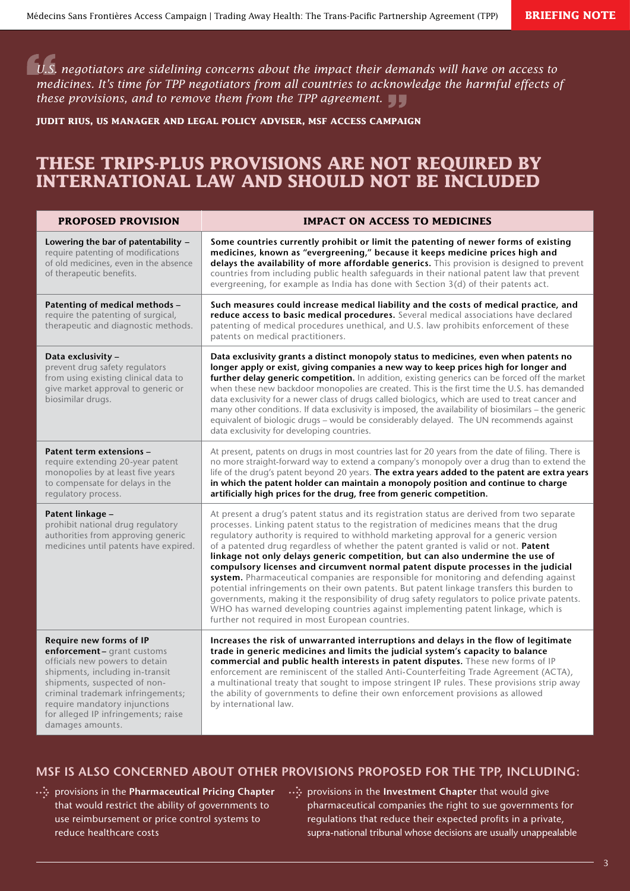> *U.S. negotiators are sidelining concerns about the impact their demands will have on access to medicines. It's time for TPP negotiators from all countries to acknowledge the harmful effects of these provisions, and to remove them from the TPP agreement.*

**JUDIT RIUS, US MANAGER AND LEGAL POLICY ADVISER, MSF ACCESS CAMPAIGN**

## THESE TRIPS-PLUS PROVISIONS ARE NOT REQUIRED BY INTERNATIONAL LAW AND SHOULD NOT BE INCLUDED

| PROPOSED PROVISION | IMPACT ON ACCESS TO MEDICINES |
|---|---|
| **Lowering the bar of patentability** – require patenting of modifications of old medicines, even in the absence of therapeutic benefits. | **Some countries currently prohibit or limit the patenting of newer forms of existing medicines, known as "evergreening," because it keeps medicine prices high and delays the availability of more affordable generics.** This provision is designed to prevent countries from including public health safeguards in their national patent law that prevent evergreening, for example as India has done with Section 3(d) of their patents act. |
| **Patenting of medical methods** – require the patenting of surgical, therapeutic and diagnostic methods. | **Such measures could increase medical liability and the costs of medical practice, and reduce access to basic medical procedures.** Several medical associations have declared patenting of medical procedures unethical, and U.S. law prohibits enforcement of these patents on medical practitioners. |
| **Data exclusivity** – prevent drug safety regulators from using existing clinical data to give market approval to generic or biosimilar drugs. | **Data exclusivity grants a distinct monopoly status to medicines, even when patents no longer apply or exist, giving companies a new way to keep prices high for longer and further delay generic competition.** In addition, existing generics can be forced off the market when these new backdoor monopolies are created. This is the first time the U.S. has demanded data exclusivity for a newer class of drugs called biologics, which are used to treat cancer and many other conditions. If data exclusivity is imposed, the availability of biosimilars – the generic equivalent of biologic drugs – would be considerably delayed. The UN recommends against data exclusivity for developing countries. |
| **Patent term extensions** – require extending 20-year patent monopolies by at least five years to compensate for delays in the regulatory process. | At present, patents on drugs in most countries last for 20 years from the date of filing. There is no more straight-forward way to extend a company's monopoly over a drug than to extend the life of the drug's patent beyond 20 years. **The extra years added to the patent are extra years in which the patent holder can maintain a monopoly position and continue to charge artificially high prices for the drug, free from generic competition.** |
| **Patent linkage** – prohibit national drug regulatory authorities from approving generic medicines until patents have expired. | At present a drug's patent status and its registration status are derived from two separate processes. Linking patent status to the registration of medicines means that the drug regulatory authority is required to withhold marketing approval for a generic version of a patented drug regardless of whether the patent granted is valid or not. **Patent linkage not only delays generic competition, but can also undermine the use of compulsory licenses and circumvent normal patent dispute processes in the judicial system.** Pharmaceutical companies are responsible for monitoring and defending against potential infringements on their own patents. But patent linkage transfers this burden to governments, making it the responsibility of drug safety regulators to police private patents. WHO has warned developing countries against implementing patent linkage, which is further not required in most European countries. |
| **Require new forms of IP enforcement** – grant customs officials new powers to detain shipments, including in-transit shipments, suspected of non-criminal trademark infringements; require mandatory injunctions for alleged IP infringements; raise damages amounts. | **Increases the risk of unwarranted interruptions and delays in the flow of legitimate trade in generic medicines and limits the judicial system's capacity to balance commercial and public health interests in patent disputes.** These new forms of IP enforcement are reminiscent of the stalled Anti-Counterfeiting Trade Agreement (ACTA), a multinational treaty that sought to impose stringent IP rules. These provisions strip away the ability of governments to define their own enforcement provisions as allowed by international law. |

### MSF IS ALSO CONCERNED ABOUT OTHER PROVISIONS PROPOSED FOR THE TPP, INCLUDING:

- provisions in the **Pharmaceutical Pricing Chapter** that would restrict the ability of governments to use reimbursement or price control systems to reduce healthcare costs
- provisions in the **Investment Chapter** that would give pharmaceutical companies the right to sue governments for regulations that reduce their expected profits in a private, supra-national tribunal whose decisions are usually unappealable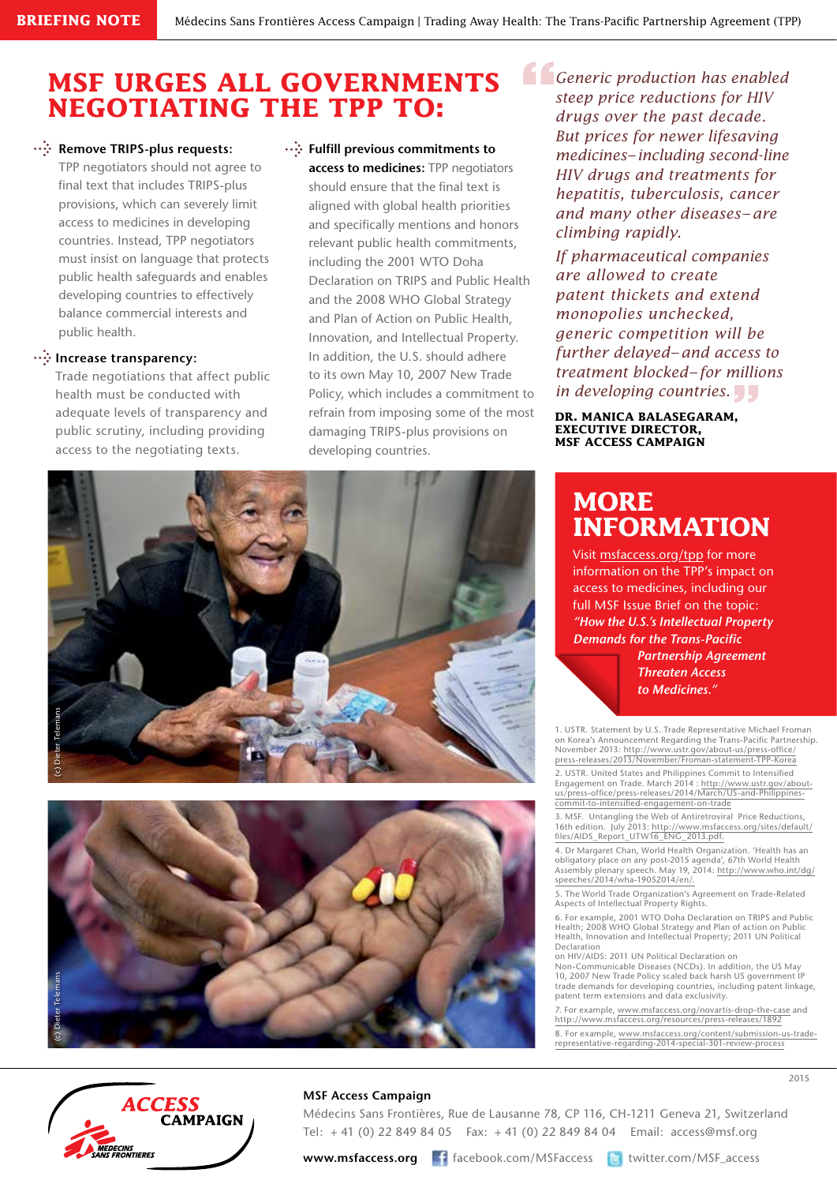# MSF URGES ALL GOVERNMENTS NEGOTIATING THE TPP TO:

**Remove TRIPS-plus requests:** TPP negotiators should not agree to final text that includes TRIPS-plus provisions, which can severely limit access to medicines in developing countries. Instead, TPP negotiators must insist on language that protects public health safeguards and enables developing countries to effectively balance commercial interests and public health.

**Increase transparency:** Trade negotiations that affect public health must be conducted with adequate levels of transparency and public scrutiny, including providing access to the negotiating texts.

**Fulfill previous commitments to access to medicines:** TPP negotiators should ensure that the final text is aligned with global health priorities and specifically mentions and honors relevant public health commitments, including the 2001 WTO Doha Declaration on TRIPS and Public Health and the 2008 WHO Global Strategy and Plan of Action on Public Health, Innovation, and Intellectual Property. In addition, the U.S. should adhere to its own May 10, 2007 New Trade Policy, which includes a commitment to refrain from imposing some of the most damaging TRIPS-plus provisions on developing countries.

> *Generic production has enabled steep price reductions for HIV drugs over the past decade. But prices for newer lifesaving medicines– including second-line HIV drugs and treatments for hepatitis, tuberculosis, cancer and many other diseases– are climbing rapidly.*
>
> *If pharmaceutical companies are allowed to create patent thickets and extend monopolies unchecked, generic competition will be further delayed– and access to treatment blocked– for millions in developing countries.*

**DR. MANICA BALASEGARAM, EXECUTIVE DIRECTOR, MSF ACCESS CAMPAIGN**

(c) Dieter Telemans

(c) Dieter Telemans

## MORE INFORMATION

Visit msfaccess.org/tpp for more information on the TPP's impact on access to medicines, including our full MSF Issue Brief on the topic: ***"How the U.S.'s Intellectual Property Demands for the Trans-Pacific Partnership Agreement Threaten Access to Medicines."***

1. USTR. Statement by U.S. Trade Representative Michael Froman on Korea's Announcement Regarding the Trans-Pacific Partnership. November 2013: http://www.ustr.gov/about-us/press-office/press-releases/2013/November/Froman-statement-TPP-Korea
2. USTR. United States and Philippines Commit to Intensified Engagement on Trade. March 2014 : http://www.ustr.gov/about-us/press-office/press-releases/2014/March/US-and-Philippines-commit-to-intensified-engagement-on-trade
3. MSF. Untangling the Web of Antiretroviral Price Reductions, 16th edition. July 2013: http://www.msfaccess.org/sites/default/files/AIDS_Report_UTW16_ENG_2013.pdf.
4. Dr Margaret Chan, World Health Organization. 'Health has an obligatory place on any post-2015 agenda', 67th World Health Assembly plenary speech. May 19, 2014: http://www.who.int/dg/speeches/2014/wha-19052014/en/.
5. The World Trade Organization's Agreement on Trade-Related Aspects of Intellectual Property Rights.
6. For example, 2001 WTO Doha Declaration on TRIPS and Public Health; 2008 WHO Global Strategy and Plan of action on Public Health, Innovation and Intellectual Property; 2011 UN Political Declaration on HIV/AIDS: 2011 UN Political Declaration on Non-Communicable Diseases (NCDs). In addition, the US May 10, 2007 New Trade Policy scaled back harsh US government IP trade demands for developing countries, including patent linkage, patent term extensions and data exclusivity.
7. For example, www.msfaccess.org/novartis-drop-the-case and http://www.msfaccess.org/resources/press-releases/1892
8. For example, www.msfaccess.org/content/submission-us-trade-representative-regarding-2014-special-301-review-process

2015

ACCESS CAMPAIGN
MEDECINS SANS FRONTIERES

**MSF Access Campaign**
Médecins Sans Frontières, Rue de Lausanne 78, CP 116, CH-1211 Geneva 21, Switzerland
Tel: + 41 (0) 22 849 84 05  Fax: + 41 (0) 22 849 84 04  Email: access@msf.org

**www.msfaccess.org**  facebook.com/MSFaccess  twitter.com/MSF_access